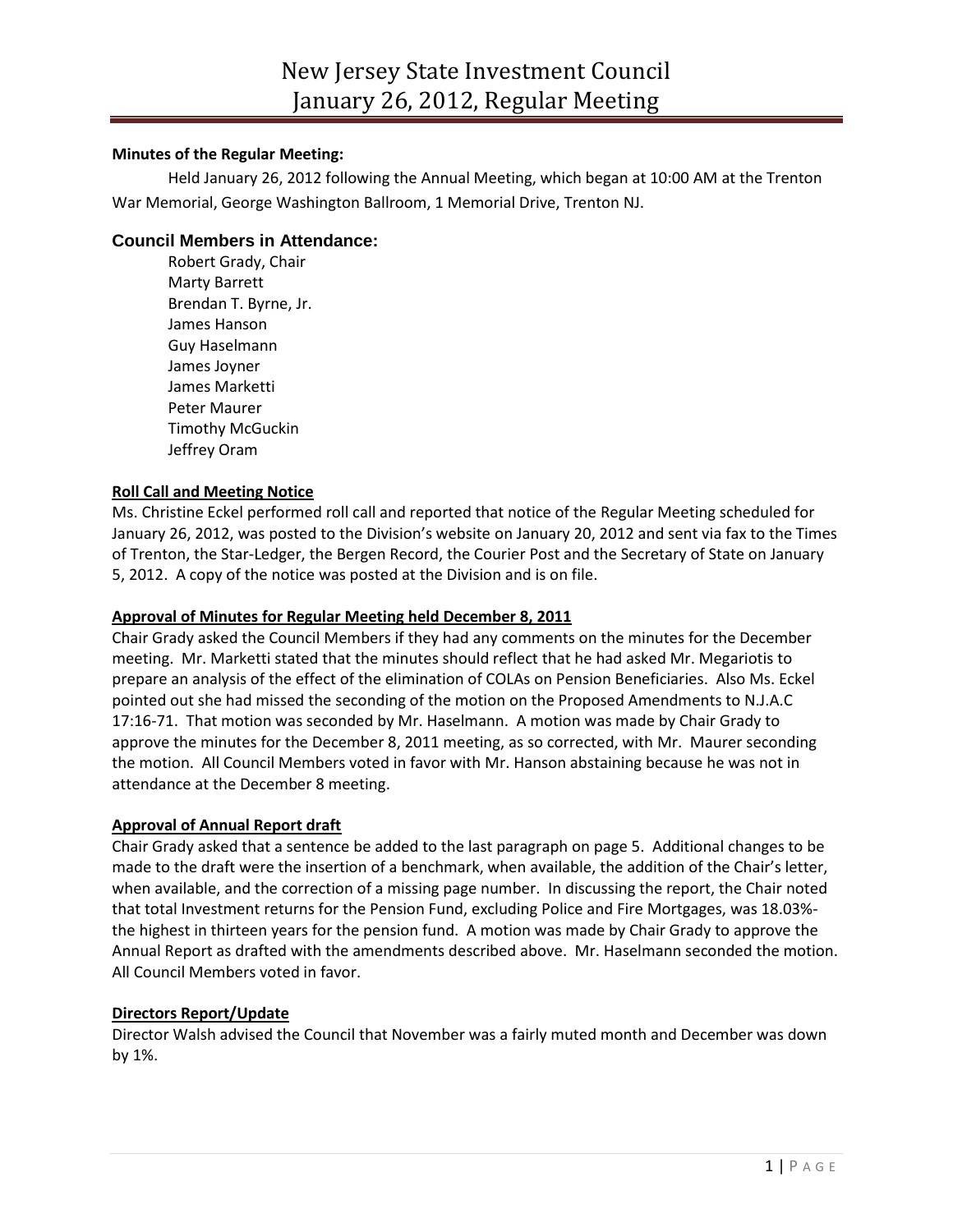# New Jersey State Investment Council
# January 26, 2012, Regular Meeting

**Minutes of the Regular Meeting:**

Held January 26, 2012 following the Annual Meeting, which began at 10:00 AM at the Trenton War Memorial, George Washington Ballroom, 1 Memorial Drive, Trenton NJ.

## Council Members in Attendance:

Robert Grady, Chair
Marty Barrett
Brendan T. Byrne, Jr.
James Hanson
Guy Haselmann
James Joyner
James Marketti
Peter Maurer
Timothy McGuckin
Jeffrey Oram

**Roll Call and Meeting Notice**

Ms. Christine Eckel performed roll call and reported that notice of the Regular Meeting scheduled for January 26, 2012, was posted to the Division's website on January 20, 2012 and sent via fax to the Times of Trenton, the Star-Ledger, the Bergen Record, the Courier Post and the Secretary of State on January 5, 2012. A copy of the notice was posted at the Division and is on file.

**Approval of Minutes for Regular Meeting held December 8, 2011**

Chair Grady asked the Council Members if they had any comments on the minutes for the December meeting. Mr. Marketti stated that the minutes should reflect that he had asked Mr. Megariotis to prepare an analysis of the effect of the elimination of COLAs on Pension Beneficiaries. Also Ms. Eckel pointed out she had missed the seconding of the motion on the Proposed Amendments to N.J.A.C 17:16-71. That motion was seconded by Mr. Haselmann. A motion was made by Chair Grady to approve the minutes for the December 8, 2011 meeting, as so corrected, with Mr. Maurer seconding the motion. All Council Members voted in favor with Mr. Hanson abstaining because he was not in attendance at the December 8 meeting.

**Approval of Annual Report draft**

Chair Grady asked that a sentence be added to the last paragraph on page 5. Additional changes to be made to the draft were the insertion of a benchmark, when available, the addition of the Chair's letter, when available, and the correction of a missing page number. In discussing the report, the Chair noted that total Investment returns for the Pension Fund, excluding Police and Fire Mortgages, was 18.03%- the highest in thirteen years for the pension fund. A motion was made by Chair Grady to approve the Annual Report as drafted with the amendments described above. Mr. Haselmann seconded the motion. All Council Members voted in favor.

**Directors Report/Update**

Director Walsh advised the Council that November was a fairly muted month and December was down by 1%.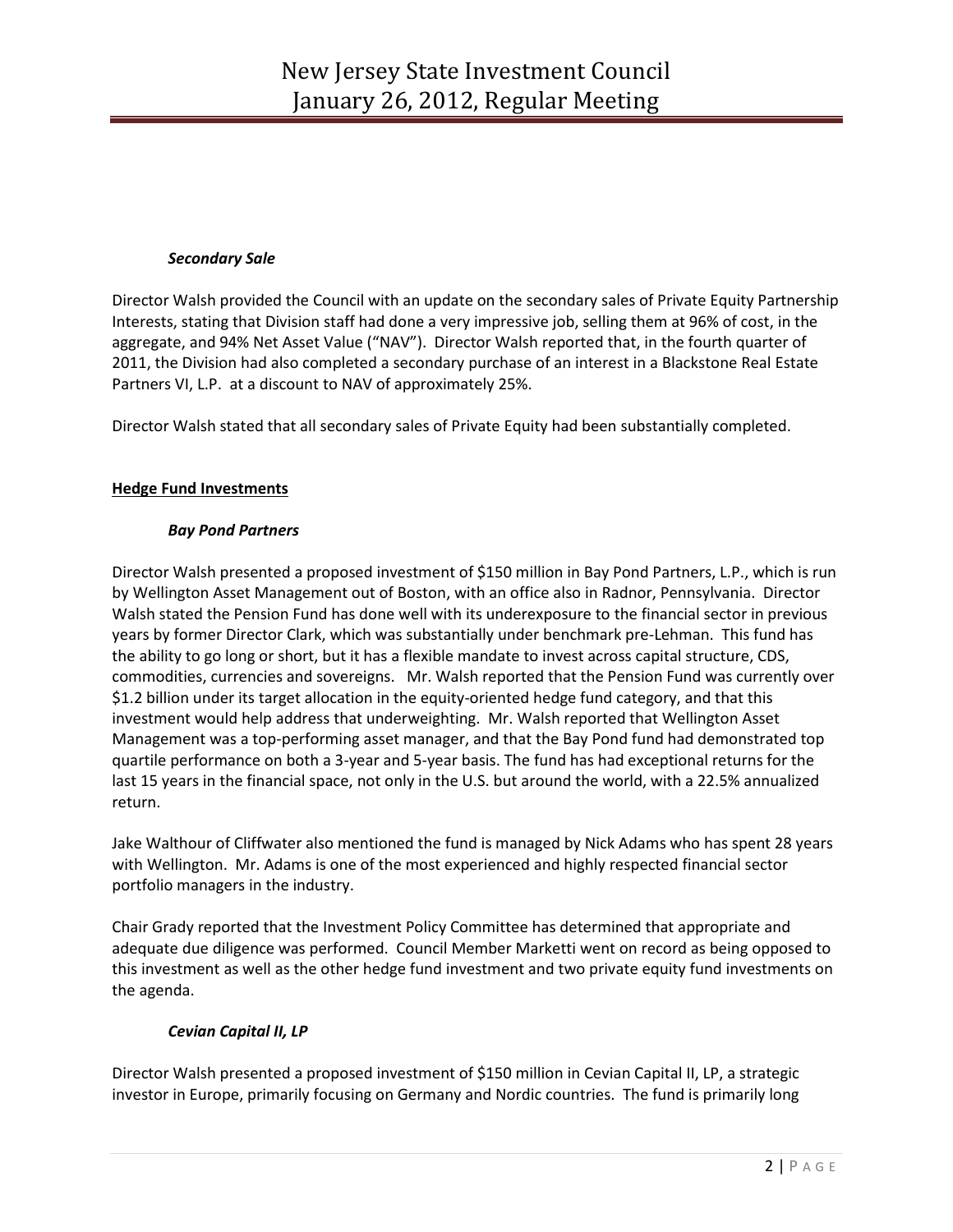### *Secondary Sale*

Director Walsh provided the Council with an update on the secondary sales of Private Equity Partnership Interests, stating that Division staff had done a very impressive job, selling them at 96% of cost, in the aggregate, and 94% Net Asset Value ("NAV"). Director Walsh reported that, in the fourth quarter of 2011, the Division had also completed a secondary purchase of an interest in a Blackstone Real Estate Partners VI, L.P. at a discount to NAV of approximately 25%.

Director Walsh stated that all secondary sales of Private Equity had been substantially completed.

## Hedge Fund Investments

### *Bay Pond Partners*

Director Walsh presented a proposed investment of $150 million in Bay Pond Partners, L.P., which is run by Wellington Asset Management out of Boston, with an office also in Radnor, Pennsylvania. Director Walsh stated the Pension Fund has done well with its underexposure to the financial sector in previous years by former Director Clark, which was substantially under benchmark pre-Lehman. This fund has the ability to go long or short, but it has a flexible mandate to invest across capital structure, CDS, commodities, currencies and sovereigns. Mr. Walsh reported that the Pension Fund was currently over $1.2 billion under its target allocation in the equity-oriented hedge fund category, and that this investment would help address that underweighting. Mr. Walsh reported that Wellington Asset Management was a top-performing asset manager, and that the Bay Pond fund had demonstrated top quartile performance on both a 3-year and 5-year basis. The fund has had exceptional returns for the last 15 years in the financial space, not only in the U.S. but around the world, with a 22.5% annualized return.

Jake Walthour of Cliffwater also mentioned the fund is managed by Nick Adams who has spent 28 years with Wellington. Mr. Adams is one of the most experienced and highly respected financial sector portfolio managers in the industry.

Chair Grady reported that the Investment Policy Committee has determined that appropriate and adequate due diligence was performed. Council Member Marketti went on record as being opposed to this investment as well as the other hedge fund investment and two private equity fund investments on the agenda.

### *Cevian Capital II, LP*

Director Walsh presented a proposed investment of $150 million in Cevian Capital II, LP, a strategic investor in Europe, primarily focusing on Germany and Nordic countries. The fund is primarily long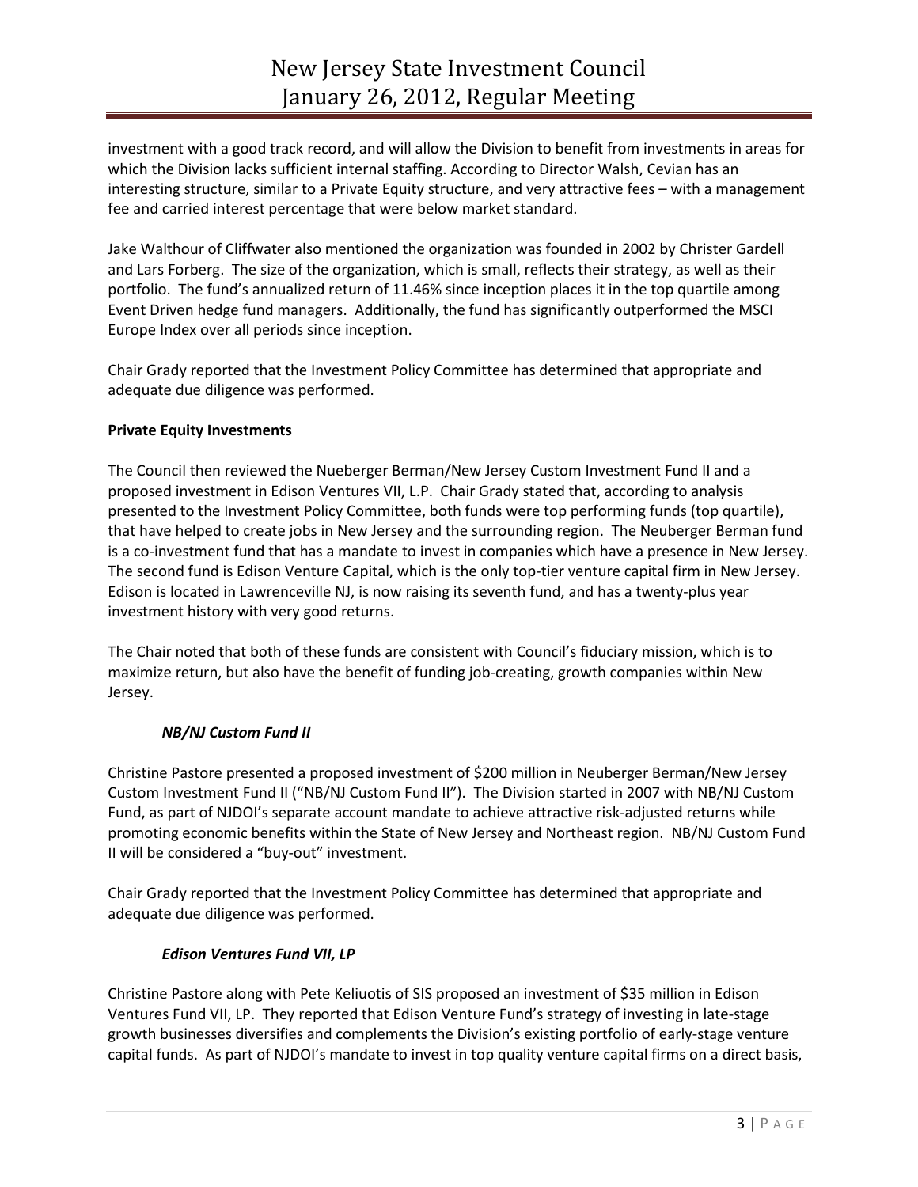investment with a good track record, and will allow the Division to benefit from investments in areas for which the Division lacks sufficient internal staffing. According to Director Walsh, Cevian has an interesting structure, similar to a Private Equity structure, and very attractive fees – with a management fee and carried interest percentage that were below market standard.

Jake Walthour of Cliffwater also mentioned the organization was founded in 2002 by Christer Gardell and Lars Forberg. The size of the organization, which is small, reflects their strategy, as well as their portfolio. The fund's annualized return of 11.46% since inception places it in the top quartile among Event Driven hedge fund managers. Additionally, the fund has significantly outperformed the MSCI Europe Index over all periods since inception.

Chair Grady reported that the Investment Policy Committee has determined that appropriate and adequate due diligence was performed.

**Private Equity Investments**

The Council then reviewed the Nueberger Berman/New Jersey Custom Investment Fund II and a proposed investment in Edison Ventures VII, L.P. Chair Grady stated that, according to analysis presented to the Investment Policy Committee, both funds were top performing funds (top quartile), that have helped to create jobs in New Jersey and the surrounding region. The Neuberger Berman fund is a co-investment fund that has a mandate to invest in companies which have a presence in New Jersey. The second fund is Edison Venture Capital, which is the only top-tier venture capital firm in New Jersey. Edison is located in Lawrenceville NJ, is now raising its seventh fund, and has a twenty-plus year investment history with very good returns.

The Chair noted that both of these funds are consistent with Council's fiduciary mission, which is to maximize return, but also have the benefit of funding job-creating, growth companies within New Jersey.

***NB/NJ Custom Fund II***

Christine Pastore presented a proposed investment of $200 million in Neuberger Berman/New Jersey Custom Investment Fund II ("NB/NJ Custom Fund II"). The Division started in 2007 with NB/NJ Custom Fund, as part of NJDOI's separate account mandate to achieve attractive risk-adjusted returns while promoting economic benefits within the State of New Jersey and Northeast region. NB/NJ Custom Fund II will be considered a "buy-out" investment.

Chair Grady reported that the Investment Policy Committee has determined that appropriate and adequate due diligence was performed.

***Edison Ventures Fund VII, LP***

Christine Pastore along with Pete Keliuotis of SIS proposed an investment of $35 million in Edison Ventures Fund VII, LP. They reported that Edison Venture Fund's strategy of investing in late-stage growth businesses diversifies and complements the Division's existing portfolio of early-stage venture capital funds. As part of NJDOI's mandate to invest in top quality venture capital firms on a direct basis,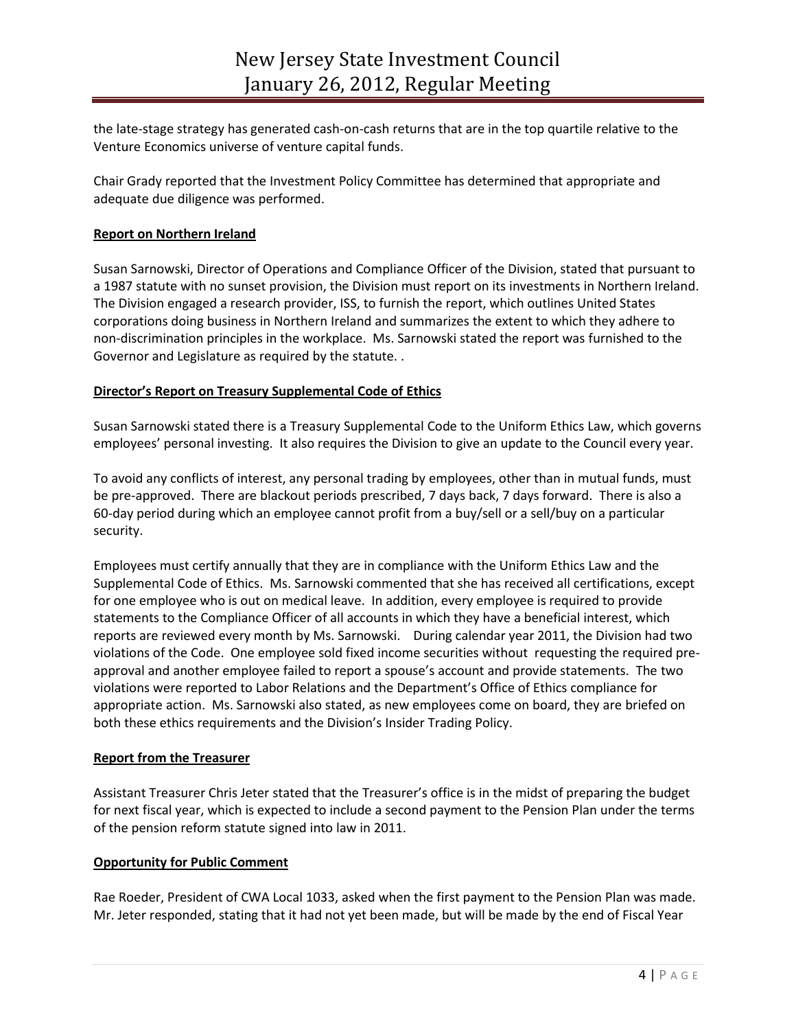the late-stage strategy has generated cash-on-cash returns that are in the top quartile relative to the Venture Economics universe of venture capital funds.

Chair Grady reported that the Investment Policy Committee has determined that appropriate and adequate due diligence was performed.

**Report on Northern Ireland**

Susan Sarnowski, Director of Operations and Compliance Officer of the Division, stated that pursuant to a 1987 statute with no sunset provision, the Division must report on its investments in Northern Ireland. The Division engaged a research provider, ISS, to furnish the report, which outlines United States corporations doing business in Northern Ireland and summarizes the extent to which they adhere to non-discrimination principles in the workplace. Ms. Sarnowski stated the report was furnished to the Governor and Legislature as required by the statute. .

**Director's Report on Treasury Supplemental Code of Ethics**

Susan Sarnowski stated there is a Treasury Supplemental Code to the Uniform Ethics Law, which governs employees' personal investing. It also requires the Division to give an update to the Council every year.

To avoid any conflicts of interest, any personal trading by employees, other than in mutual funds, must be pre-approved. There are blackout periods prescribed, 7 days back, 7 days forward. There is also a 60-day period during which an employee cannot profit from a buy/sell or a sell/buy on a particular security.

Employees must certify annually that they are in compliance with the Uniform Ethics Law and the Supplemental Code of Ethics. Ms. Sarnowski commented that she has received all certifications, except for one employee who is out on medical leave. In addition, every employee is required to provide statements to the Compliance Officer of all accounts in which they have a beneficial interest, which reports are reviewed every month by Ms. Sarnowski. During calendar year 2011, the Division had two violations of the Code. One employee sold fixed income securities without requesting the required pre-approval and another employee failed to report a spouse's account and provide statements. The two violations were reported to Labor Relations and the Department's Office of Ethics compliance for appropriate action. Ms. Sarnowski also stated, as new employees come on board, they are briefed on both these ethics requirements and the Division's Insider Trading Policy.

**Report from the Treasurer**

Assistant Treasurer Chris Jeter stated that the Treasurer's office is in the midst of preparing the budget for next fiscal year, which is expected to include a second payment to the Pension Plan under the terms of the pension reform statute signed into law in 2011.

**Opportunity for Public Comment**

Rae Roeder, President of CWA Local 1033, asked when the first payment to the Pension Plan was made. Mr. Jeter responded, stating that it had not yet been made, but will be made by the end of Fiscal Year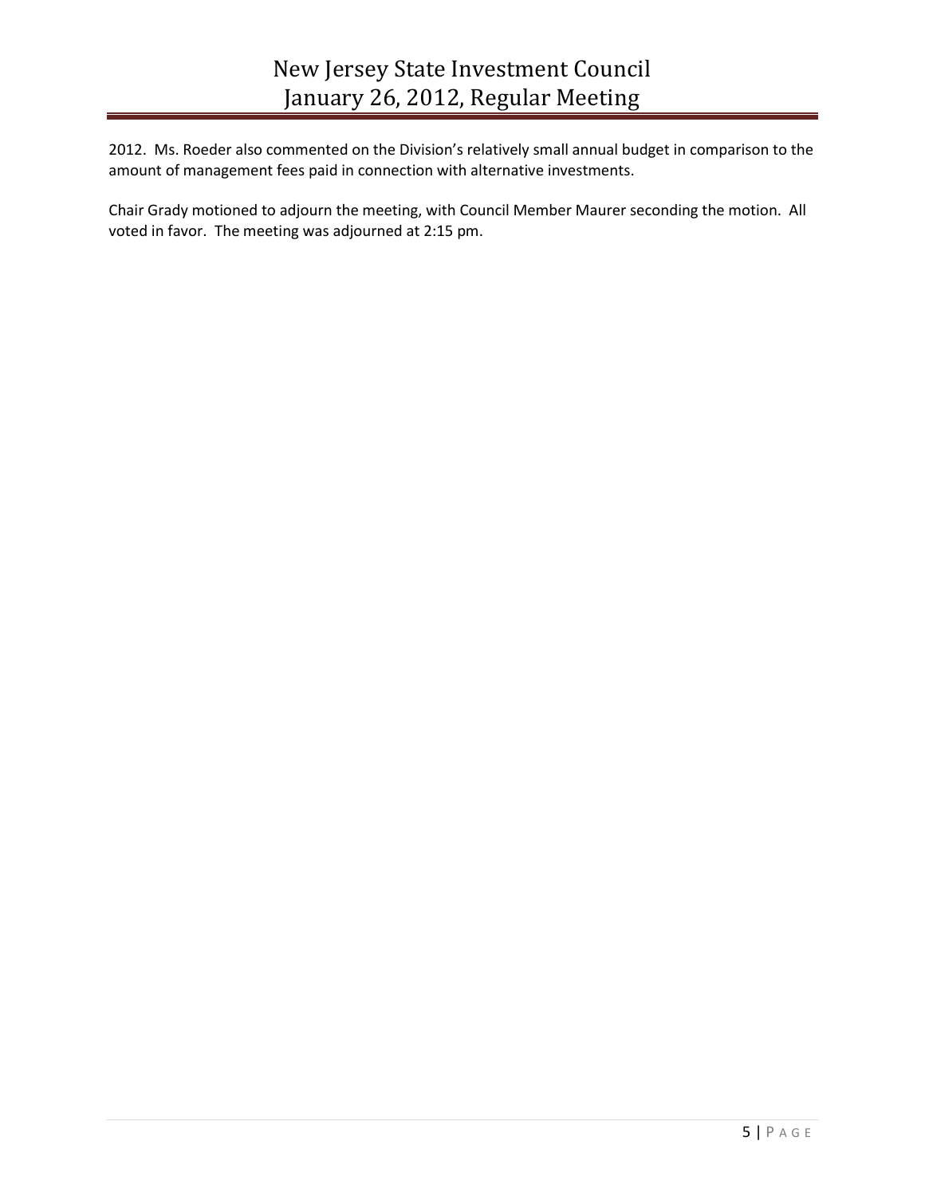2012. Ms. Roeder also commented on the Division's relatively small annual budget in comparison to the amount of management fees paid in connection with alternative investments.

Chair Grady motioned to adjourn the meeting, with Council Member Maurer seconding the motion. All voted in favor. The meeting was adjourned at 2:15 pm.